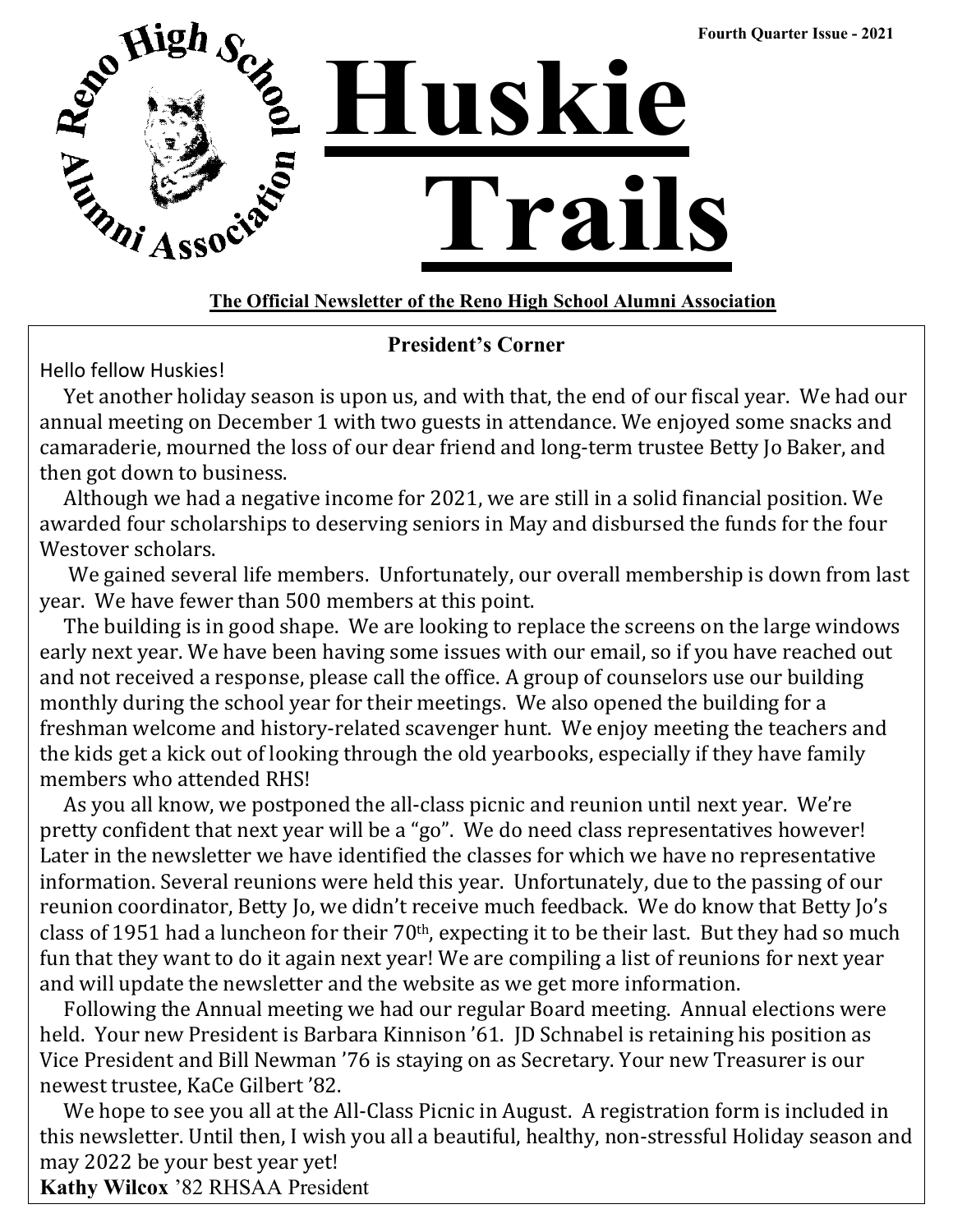Fourth Quarter Issue - 2021

# Huskie Trails

**The Official Newsletter of the Reno High School Alumni Association**

## President's Corner

Hello fellow Huskies!

Yet another holiday season is upon us, and with that, the end of our fiscal year. We had our annual meeting on December 1 with two guests in attendance. We enjoyed some snacks and camaraderie, mourned the loss of our dear friend and long-term trustee Betty Jo Baker, and then got down to business.

Although we had a negative income for 2021, we are still in a solid financial position. We awarded four scholarships to deserving seniors in May and disbursed the funds for the four Westover scholars.

We gained several life members. Unfortunately, our overall membership is down from last year. We have fewer than 500 members at this point.

The building is in good shape. We are looking to replace the screens on the large windows early next year. We have been having some issues with our email, so if you have reached out and not received a response, please call the office. A group of counselors use our building monthly during the school year for their meetings. We also opened the building for a freshman welcome and history-related scavenger hunt. We enjoy meeting the teachers and the kids get a kick out of looking through the old yearbooks, especially if they have family members who attended RHS!

As you all know, we postponed the all-class picnic and reunion until next year. We're pretty confident that next year will be a "go". We do need class representatives however! Later in the newsletter we have identified the classes for which we have no representative information. Several reunions were held this year. Unfortunately, due to the passing of our reunion coordinator, Betty Jo, we didn't receive much feedback. We do know that Betty Jo's class of 1951 had a luncheon for their 70th, expecting it to be their last. But they had so much fun that they want to do it again next year! We are compiling a list of reunions for next year and will update the newsletter and the website as we get more information.

Following the Annual meeting we had our regular Board meeting. Annual elections were held. Your new President is Barbara Kinnison '61. JD Schnabel is retaining his position as Vice President and Bill Newman '76 is staying on as Secretary. Your new Treasurer is our newest trustee, KaCe Gilbert '82.

We hope to see you all at the All-Class Picnic in August. A registration form is included in this newsletter. Until then, I wish you all a beautiful, healthy, non-stressful Holiday season and may 2022 be your best year yet!

**Kathy Wilcox** '82 RHSAA President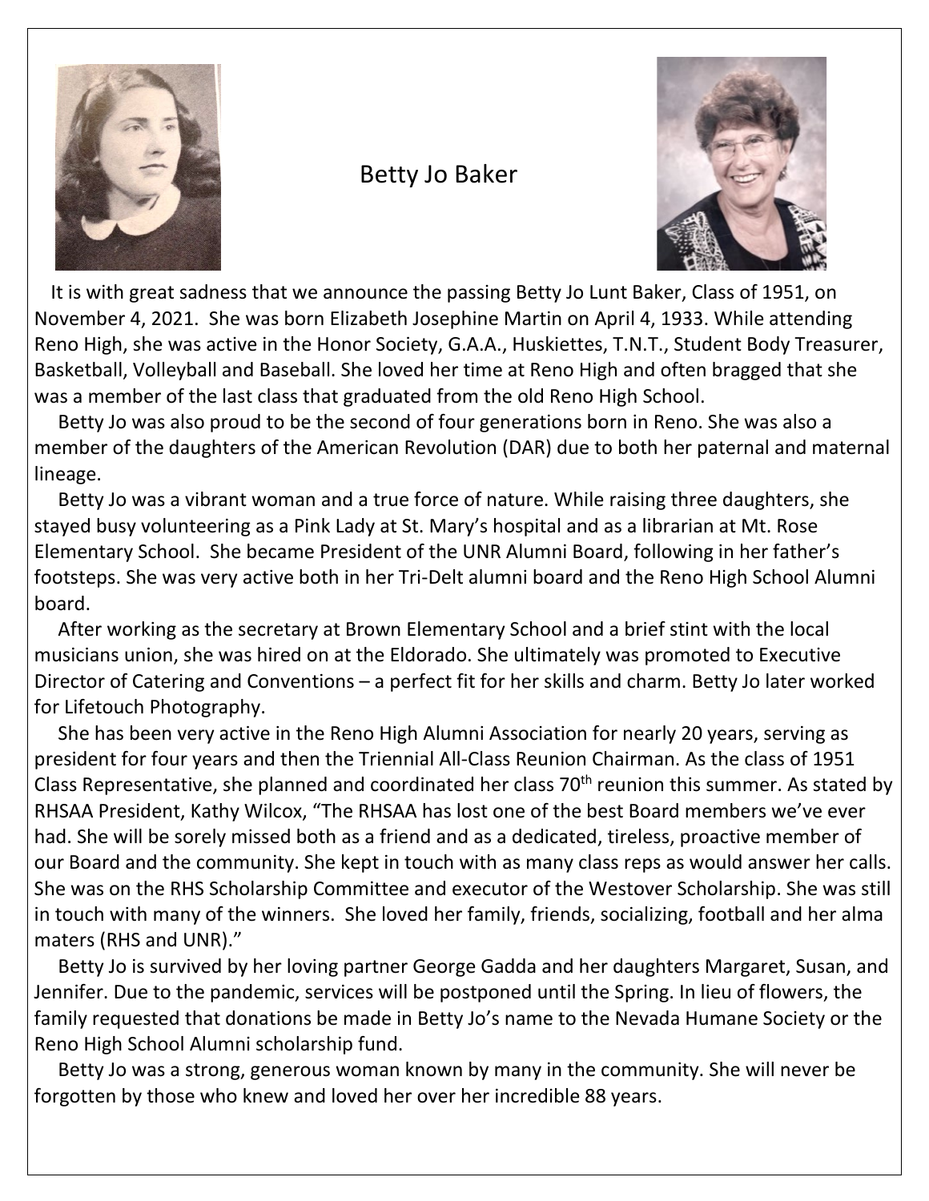# Betty Jo Baker

It is with great sadness that we announce the passing Betty Jo Lunt Baker, Class of 1951, on November 4, 2021. She was born Elizabeth Josephine Martin on April 4, 1933. While attending Reno High, she was active in the Honor Society, G.A.A., Huskiettes, T.N.T., Student Body Treasurer, Basketball, Volleyball and Baseball. She loved her time at Reno High and often bragged that she was a member of the last class that graduated from the old Reno High School.

Betty Jo was also proud to be the second of four generations born in Reno. She was also a member of the daughters of the American Revolution (DAR) due to both her paternal and maternal lineage.

Betty Jo was a vibrant woman and a true force of nature. While raising three daughters, she stayed busy volunteering as a Pink Lady at St. Mary's hospital and as a librarian at Mt. Rose Elementary School. She became President of the UNR Alumni Board, following in her father's footsteps. She was very active both in her Tri-Delt alumni board and the Reno High School Alumni board.

After working as the secretary at Brown Elementary School and a brief stint with the local musicians union, she was hired on at the Eldorado. She ultimately was promoted to Executive Director of Catering and Conventions – a perfect fit for her skills and charm. Betty Jo later worked for Lifetouch Photography.

She has been very active in the Reno High Alumni Association for nearly 20 years, serving as president for four years and then the Triennial All-Class Reunion Chairman. As the class of 1951 Class Representative, she planned and coordinated her class 70th reunion this summer. As stated by RHSAA President, Kathy Wilcox, "The RHSAA has lost one of the best Board members we've ever had. She will be sorely missed both as a friend and as a dedicated, tireless, proactive member of our Board and the community. She kept in touch with as many class reps as would answer her calls. She was on the RHS Scholarship Committee and executor of the Westover Scholarship. She was still in touch with many of the winners. She loved her family, friends, socializing, football and her alma maters (RHS and UNR)."

Betty Jo is survived by her loving partner George Gadda and her daughters Margaret, Susan, and Jennifer. Due to the pandemic, services will be postponed until the Spring. In lieu of flowers, the family requested that donations be made in Betty Jo's name to the Nevada Humane Society or the Reno High School Alumni scholarship fund.

Betty Jo was a strong, generous woman known by many in the community. She will never be forgotten by those who knew and loved her over her incredible 88 years.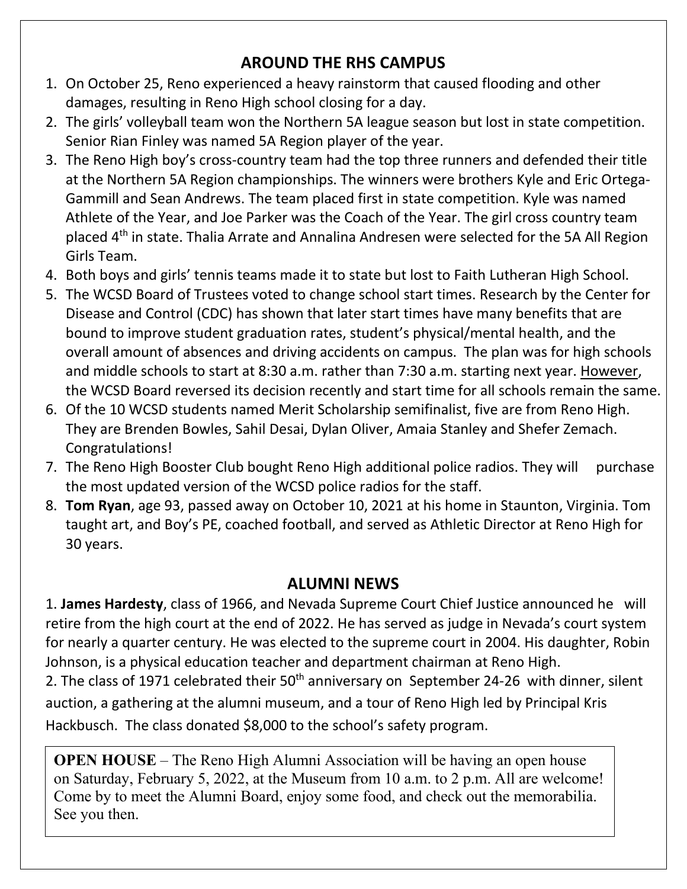## AROUND THE RHS CAMPUS

1. On October 25, Reno experienced a heavy rainstorm that caused flooding and other damages, resulting in Reno High school closing for a day.
2. The girls' volleyball team won the Northern 5A league season but lost in state competition. Senior Rian Finley was named 5A Region player of the year.
3. The Reno High boy's cross-country team had the top three runners and defended their title at the Northern 5A Region championships. The winners were brothers Kyle and Eric Ortega-Gammill and Sean Andrews. The team placed first in state competition. Kyle was named Athlete of the Year, and Joe Parker was the Coach of the Year. The girl cross country team placed 4th in state. Thalia Arrate and Annalina Andresen were selected for the 5A All Region Girls Team.
4. Both boys and girls' tennis teams made it to state but lost to Faith Lutheran High School.
5. The WCSD Board of Trustees voted to change school start times. Research by the Center for Disease and Control (CDC) has shown that later start times have many benefits that are bound to improve student graduation rates, student's physical/mental health, and the overall amount of absences and driving accidents on campus. The plan was for high schools and middle schools to start at 8:30 a.m. rather than 7:30 a.m. starting next year. <u>However</u>, the WCSD Board reversed its decision recently and start time for all schools remain the same.
6. Of the 10 WCSD students named Merit Scholarship semifinalist, five are from Reno High. They are Brenden Bowles, Sahil Desai, Dylan Oliver, Amaia Stanley and Shefer Zemach. Congratulations!
7. The Reno High Booster Club bought Reno High additional police radios. They will purchase the most updated version of the WCSD police radios for the staff.
8. **Tom Ryan**, age 93, passed away on October 10, 2021 at his home in Staunton, Virginia. Tom taught art, and Boy's PE, coached football, and served as Athletic Director at Reno High for 30 years.

## ALUMNI NEWS

1. **James Hardesty**, class of 1966, and Nevada Supreme Court Chief Justice announced he will retire from the high court at the end of 2022. He has served as judge in Nevada's court system for nearly a quarter century. He was elected to the supreme court in 2004. His daughter, Robin Johnson, is a physical education teacher and department chairman at Reno High.

2. The class of 1971 celebrated their 50th anniversary on September 24-26 with dinner, silent auction, a gathering at the alumni museum, and a tour of Reno High led by Principal Kris Hackbusch. The class donated $8,000 to the school's safety program.

**OPEN HOUSE** – The Reno High Alumni Association will be having an open house on Saturday, February 5, 2022, at the Museum from 10 a.m. to 2 p.m. All are welcome! Come by to meet the Alumni Board, enjoy some food, and check out the memorabilia. See you then.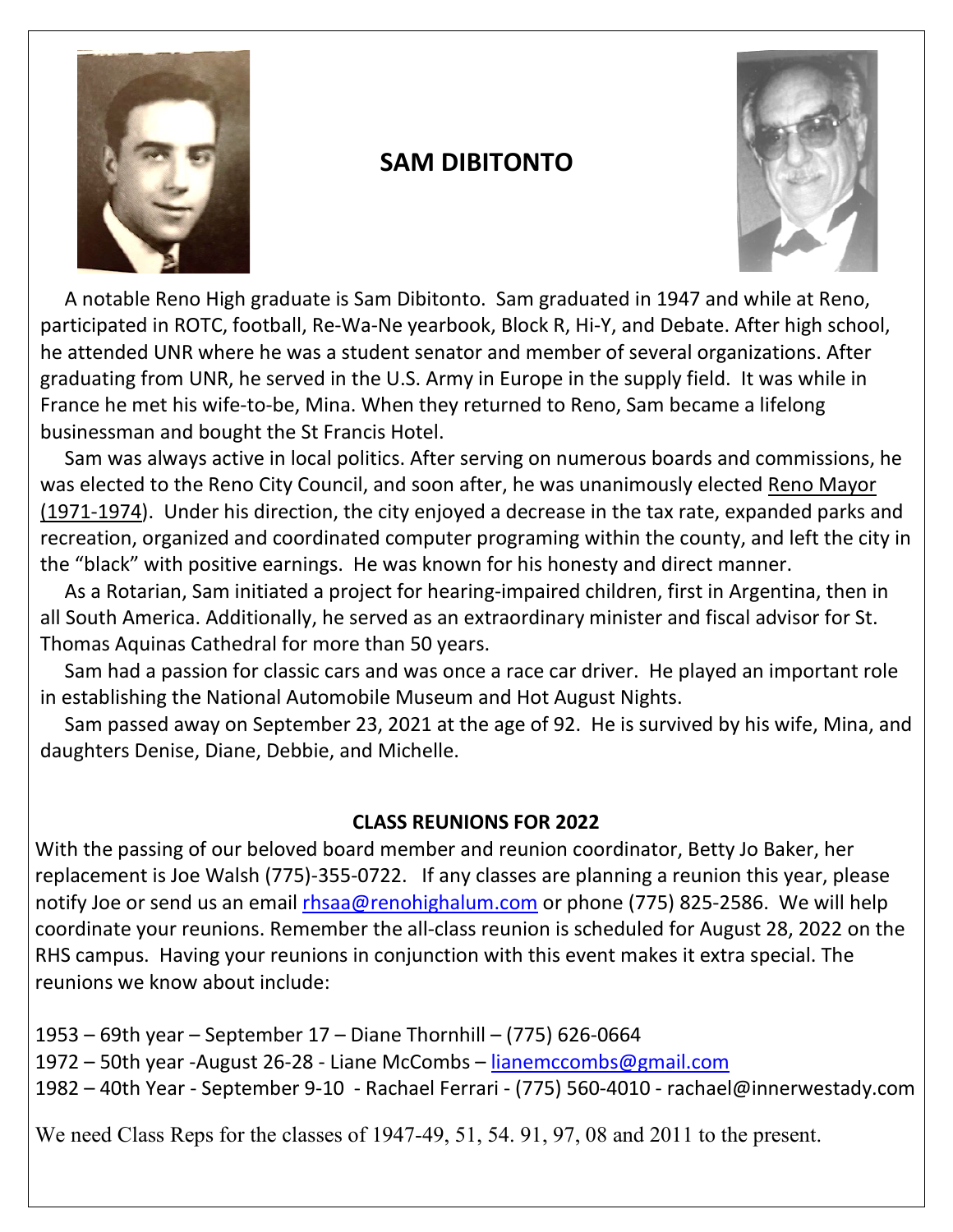# SAM DIBITONTO

A notable Reno High graduate is Sam Dibitonto. Sam graduated in 1947 and while at Reno, participated in ROTC, football, Re-Wa-Ne yearbook, Block R, Hi-Y, and Debate. After high school, he attended UNR where he was a student senator and member of several organizations. After graduating from UNR, he served in the U.S. Army in Europe in the supply field. It was while in France he met his wife-to-be, Mina. When they returned to Reno, Sam became a lifelong businessman and bought the St Francis Hotel.

Sam was always active in local politics. After serving on numerous boards and commissions, he was elected to the Reno City Council, and soon after, he was unanimously elected Reno Mayor (1971-1974). Under his direction, the city enjoyed a decrease in the tax rate, expanded parks and recreation, organized and coordinated computer programing within the county, and left the city in the "black" with positive earnings. He was known for his honesty and direct manner.

As a Rotarian, Sam initiated a project for hearing-impaired children, first in Argentina, then in all South America. Additionally, he served as an extraordinary minister and fiscal advisor for St. Thomas Aquinas Cathedral for more than 50 years.

Sam had a passion for classic cars and was once a race car driver. He played an important role in establishing the National Automobile Museum and Hot August Nights.

Sam passed away on September 23, 2021 at the age of 92. He is survived by his wife, Mina, and daughters Denise, Diane, Debbie, and Michelle.

## CLASS REUNIONS FOR 2022

With the passing of our beloved board member and reunion coordinator, Betty Jo Baker, her replacement is Joe Walsh (775)-355-0722. If any classes are planning a reunion this year, please notify Joe or send us an email rhsaa@renohighalum.com or phone (775) 825-2586. We will help coordinate your reunions. Remember the all-class reunion is scheduled for August 28, 2022 on the RHS campus. Having your reunions in conjunction with this event makes it extra special. The reunions we know about include:

1953 – 69th year – September 17 – Diane Thornhill – (775) 626-0664
1972 – 50th year -August 26-28 - Liane McCombs – lianemccombs@gmail.com
1982 – 40th Year - September 9-10 - Rachael Ferrari - (775) 560-4010 - rachael@innerwestady.com

We need Class Reps for the classes of 1947-49, 51, 54. 91, 97, 08 and 2011 to the present.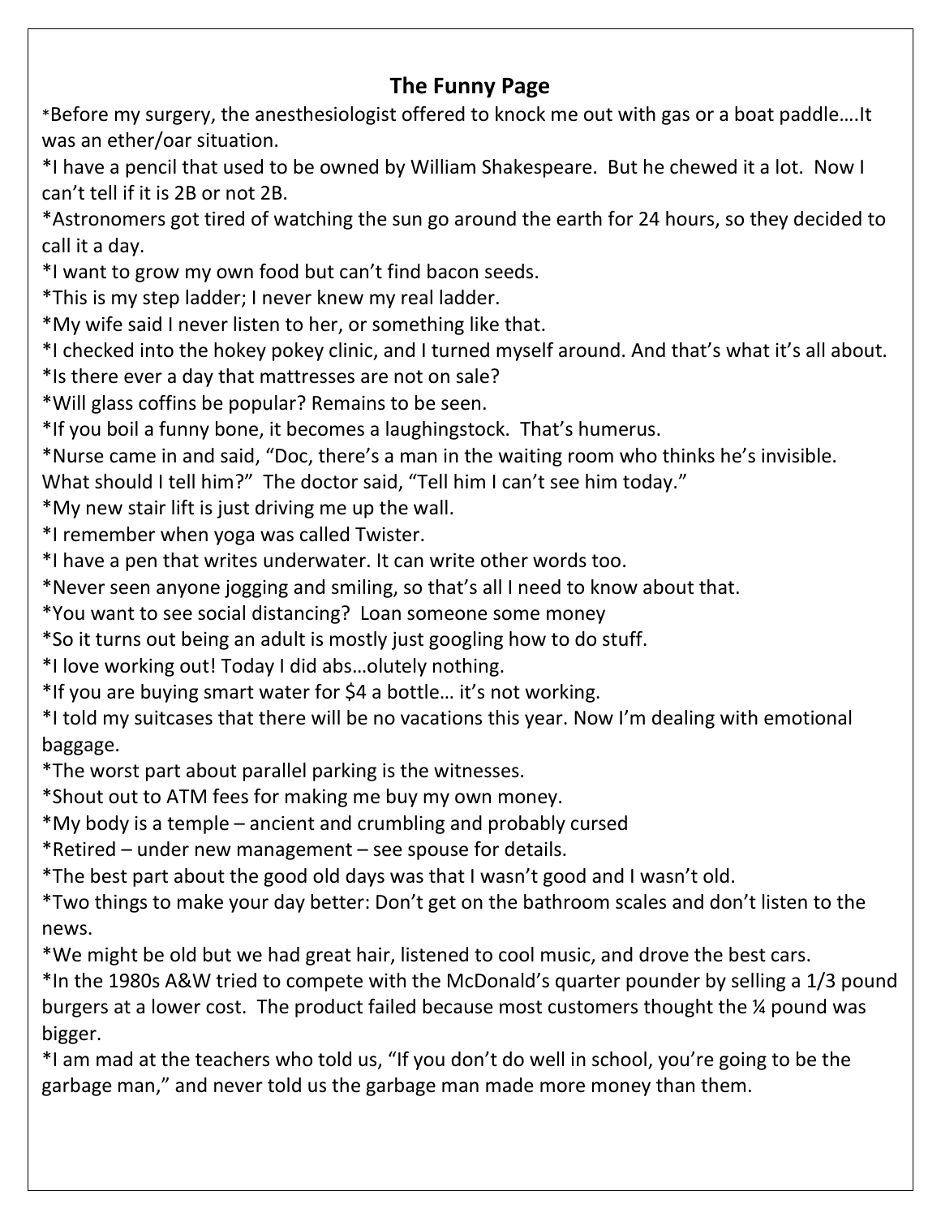## The Funny Page

*Before my surgery, the anesthesiologist offered to knock me out with gas or a boat paddle….It was an ether/oar situation.

*I have a pencil that used to be owned by William Shakespeare. But he chewed it a lot. Now I can't tell if it is 2B or not 2B.

*Astronomers got tired of watching the sun go around the earth for 24 hours, so they decided to call it a day.

*I want to grow my own food but can't find bacon seeds.

*This is my step ladder; I never knew my real ladder.

*My wife said I never listen to her, or something like that.

*I checked into the hokey pokey clinic, and I turned myself around. And that's what it's all about.

*Is there ever a day that mattresses are not on sale?

*Will glass coffins be popular? Remains to be seen.

*If you boil a funny bone, it becomes a laughingstock. That's humerus.

*Nurse came in and said, "Doc, there's a man in the waiting room who thinks he's invisible. What should I tell him?" The doctor said, "Tell him I can't see him today."

*My new stair lift is just driving me up the wall.

*I remember when yoga was called Twister.

*I have a pen that writes underwater. It can write other words too.

*Never seen anyone jogging and smiling, so that's all I need to know about that.

*You want to see social distancing? Loan someone some money

*So it turns out being an adult is mostly just googling how to do stuff.

*I love working out! Today I did abs…olutely nothing.

*If you are buying smart water for $4 a bottle… it's not working.

*I told my suitcases that there will be no vacations this year. Now I'm dealing with emotional baggage.

*The worst part about parallel parking is the witnesses.

*Shout out to ATM fees for making me buy my own money.

*My body is a temple – ancient and crumbling and probably cursed

*Retired – under new management – see spouse for details.

*The best part about the good old days was that I wasn't good and I wasn't old.

*Two things to make your day better: Don't get on the bathroom scales and don't listen to the news.

*We might be old but we had great hair, listened to cool music, and drove the best cars.

*In the 1980s A&W tried to compete with the McDonald's quarter pounder by selling a 1/3 pound burgers at a lower cost. The product failed because most customers thought the ¼ pound was bigger.

*I am mad at the teachers who told us, "If you don't do well in school, you're going to be the garbage man," and never told us the garbage man made more money than them.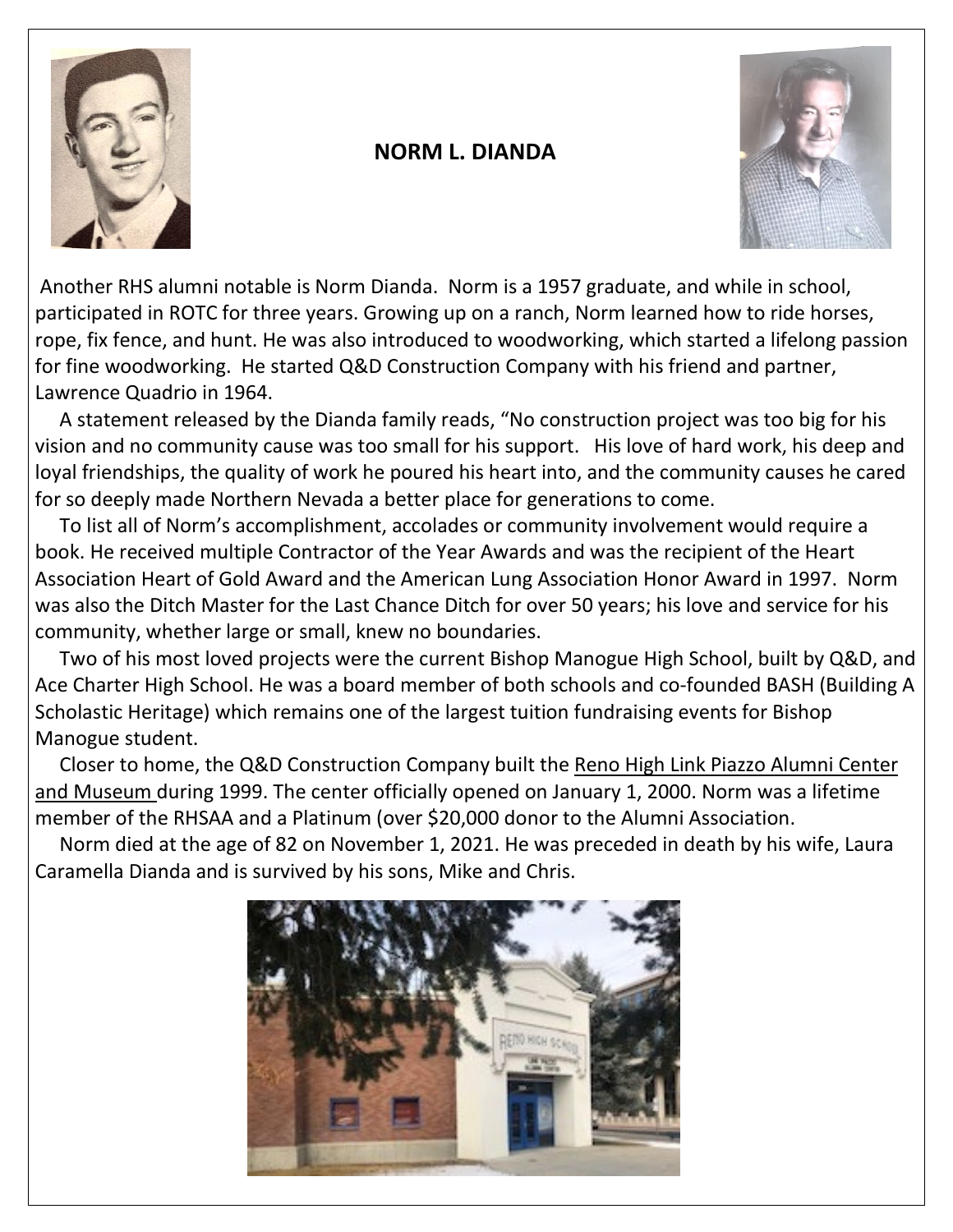**NORM L. DIANDA**

Another RHS alumni notable is Norm Dianda. Norm is a 1957 graduate, and while in school, participated in ROTC for three years. Growing up on a ranch, Norm learned how to ride horses, rope, fix fence, and hunt. He was also introduced to woodworking, which started a lifelong passion for fine woodworking. He started Q&D Construction Company with his friend and partner, Lawrence Quadrio in 1964.

A statement released by the Dianda family reads, "No construction project was too big for his vision and no community cause was too small for his support. His love of hard work, his deep and loyal friendships, the quality of work he poured his heart into, and the community causes he cared for so deeply made Northern Nevada a better place for generations to come.

To list all of Norm's accomplishment, accolades or community involvement would require a book. He received multiple Contractor of the Year Awards and was the recipient of the Heart Association Heart of Gold Award and the American Lung Association Honor Award in 1997. Norm was also the Ditch Master for the Last Chance Ditch for over 50 years; his love and service for his community, whether large or small, knew no boundaries.

Two of his most loved projects were the current Bishop Manogue High School, built by Q&D, and Ace Charter High School. He was a board member of both schools and co-founded BASH (Building A Scholastic Heritage) which remains one of the largest tuition fundraising events for Bishop Manogue student.

Closer to home, the Q&D Construction Company built the Reno High Link Piazzo Alumni Center and Museum during 1999. The center officially opened on January 1, 2000. Norm was a lifetime member of the RHSAA and a Platinum (over $20,000 donor to the Alumni Association.

Norm died at the age of 82 on November 1, 2021. He was preceded in death by his wife, Laura Caramella Dianda and is survived by his sons, Mike and Chris.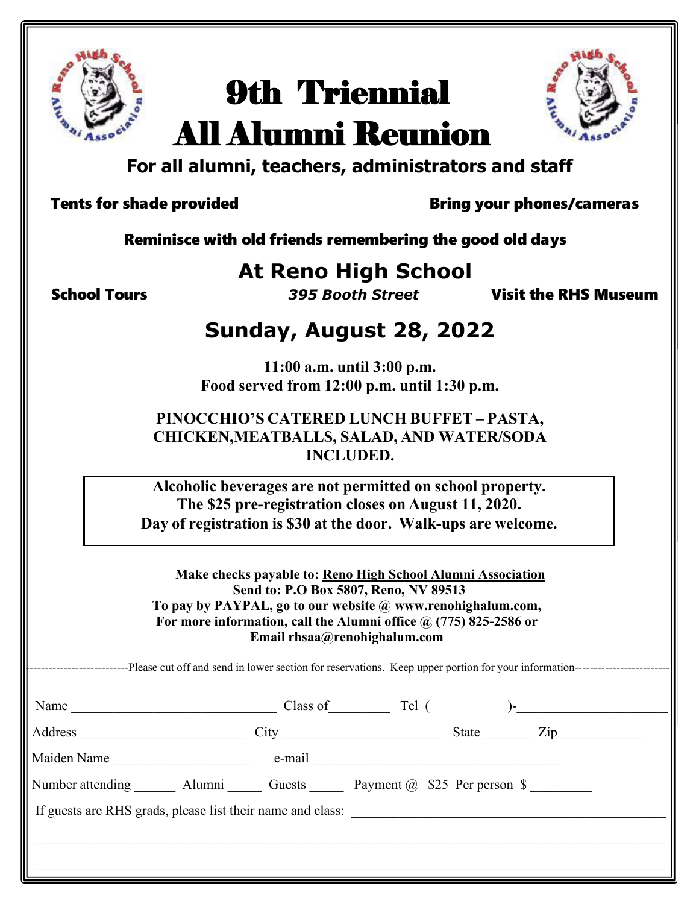# 9th Triennial All Alumni Reunion

**For all alumni, teachers, administrators and staff**

**Tents for shade provided** **Bring your phones/cameras**

**Reminisce with old friends remembering the good old days**

## At Reno High School

**School Tours** *395 Booth Street* **Visit the RHS Museum**

## Sunday, August 28, 2022

**11:00 a.m. until 3:00 p.m.**
**Food served from 12:00 p.m. until 1:30 p.m.**

**PINOCCHIO'S CATERED LUNCH BUFFET – PASTA, CHICKEN,MEATBALLS, SALAD, AND WATER/SODA INCLUDED.**

**Alcoholic beverages are not permitted on school property.**
**The $25 pre-registration closes on August 11, 2020.**
**Day of registration is $30 at the door. Walk-ups are welcome.**

**Make checks payable to: Reno High School Alumni Association**
**Send to: P.O Box 5807, Reno, NV 89513**
**To pay by PAYPAL, go to our website @ www.renohighalum.com,**
**For more information, call the Alumni office @ (775) 825-2586 or**
**Email rhsaa@renohighalum.com**

-------------------------Please cut off and send in lower section for reservations. Keep upper portion for your information-------------------------

Name ______________________________ Class of________ Tel (___________)-______________________

Address ________________________ City ______________________ State _______ Zip ___________

Maiden Name ____________________ e-mail ____________________________________

Number attending ______ Alumni _____ Guests _____ Payment @ $25 Per person $ _________

If guests are RHS grads, please list their name and class: ____________________________________________

____________________________________________________________________________________________

____________________________________________________________________________________________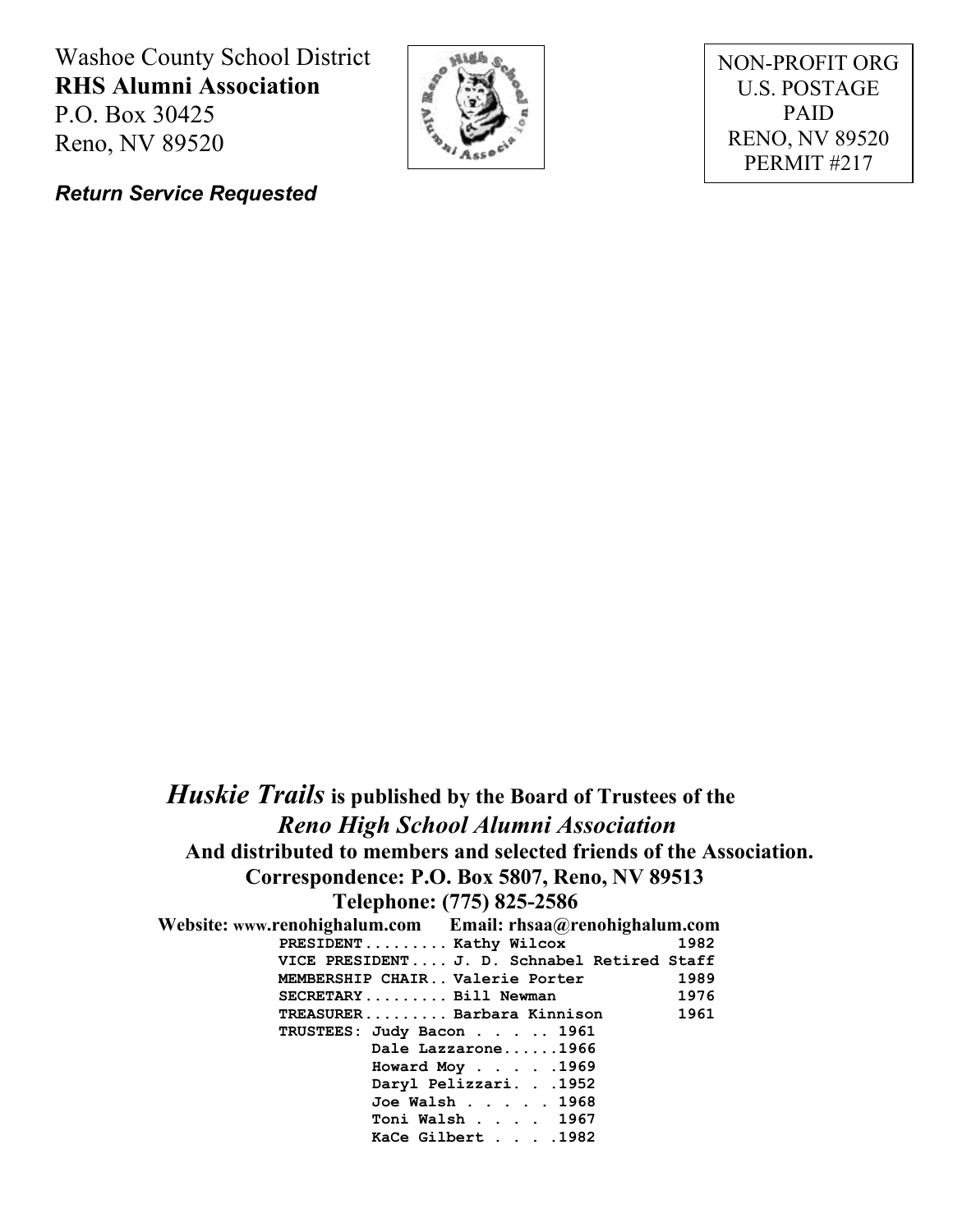Washoe County School District
**RHS Alumni Association**
P.O. Box 30425
Reno, NV 89520

***Return Service Requested***

NON-PROFIT ORG
U.S. POSTAGE
PAID
RENO, NV 89520
PERMIT #217

***Huskie Trails*** **is published by the Board of Trustees of the**
***Reno High School Alumni Association***
**And distributed to members and selected friends of the Association.**
**Correspondence: P.O. Box 5807, Reno, NV 89513**
**Telephone: (775) 825-2586**
**Website: www.renohighalum.com Email: rhsaa@renohighalum.com**

```
PRESIDENT......... Kathy Wilcox            1982
VICE PRESIDENT.... J. D. Schnabel Retired Staff
MEMBERSHIP CHAIR.. Valerie Porter          1989
SECRETARY......... Bill Newman             1976
TREASURER......... Barbara Kinnison        1961
TRUSTEES: Judy Bacon . . . .. 1961
          Dale Lazzarone......1966
          Howard Moy . . . . .1969
          Daryl Pelizzari. . .1952
          Joe Walsh . . . . . 1968
          Toni Walsh . . . .  1967
          KaCe Gilbert . . . .1982
```